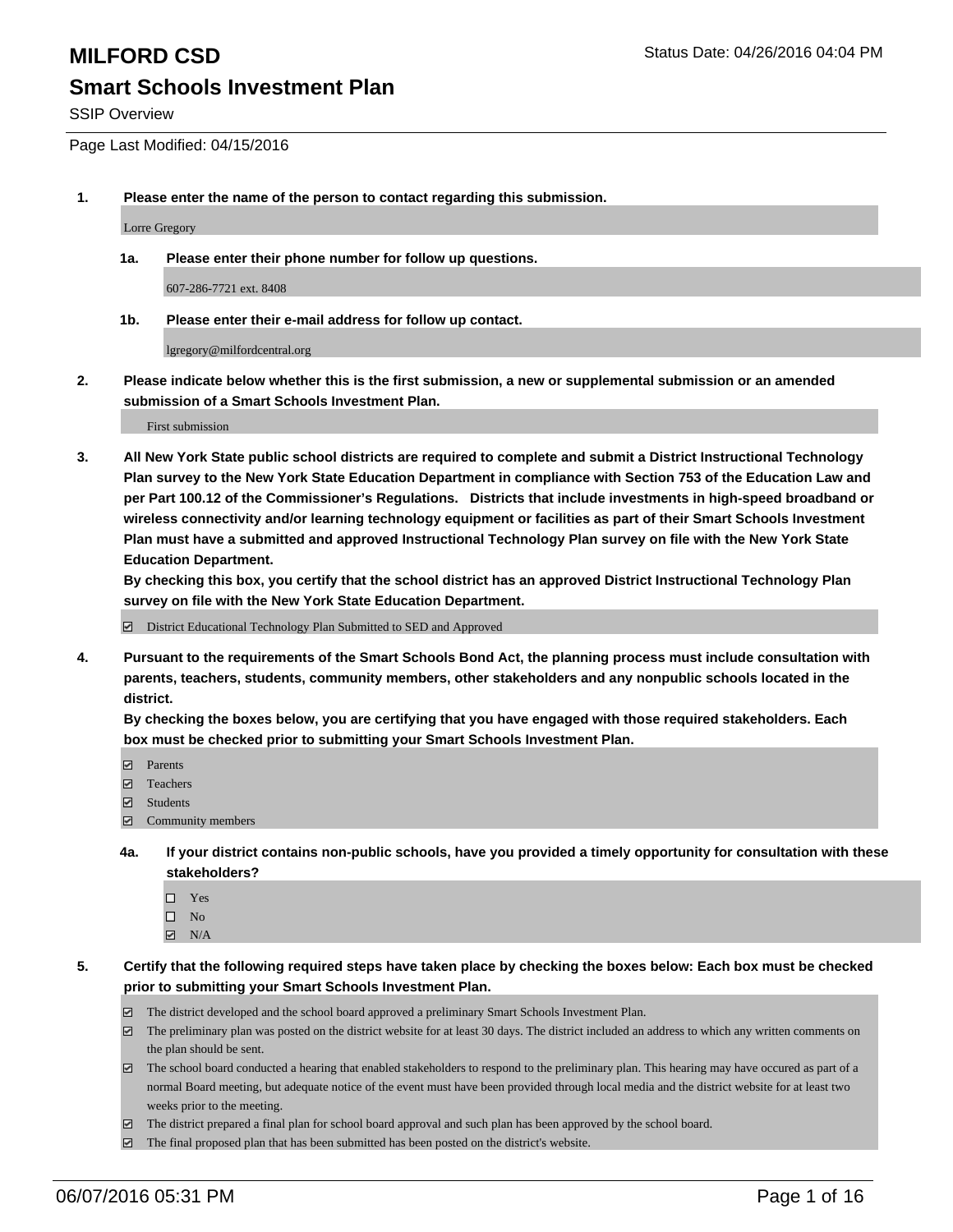# MILFORD CSD

Status Date: 04/26/2016 04:04 PM

## Smart Schools Investment Plan

SSIP Overview

Page Last Modified: 04/15/2016

**1. Please enter the name of the person to contact regarding this submission.**

Lorre Gregory

**1a. Please enter their phone number for follow up questions.**

607-286-7721 ext. 8408

**1b. Please enter their e-mail address for follow up contact.**

lgregory@milfordcentral.org

**2. Please indicate below whether this is the first submission, a new or supplemental submission or an amended submission of a Smart Schools Investment Plan.**

First submission

**3. All New York State public school districts are required to complete and submit a District Instructional Technology Plan survey to the New York State Education Department in compliance with Section 753 of the Education Law and per Part 100.12 of the Commissioner's Regulations. Districts that include investments in high-speed broadband or wireless connectivity and/or learning technology equipment or facilities as part of their Smart Schools Investment Plan must have a submitted and approved Instructional Technology Plan survey on file with the New York State Education Department.**

**By checking this box, you certify that the school district has an approved District Instructional Technology Plan survey on file with the New York State Education Department.**

- [x] District Educational Technology Plan Submitted to SED and Approved

**4. Pursuant to the requirements of the Smart Schools Bond Act, the planning process must include consultation with parents, teachers, students, community members, other stakeholders and any nonpublic schools located in the district.**

**By checking the boxes below, you are certifying that you have engaged with those required stakeholders. Each box must be checked prior to submitting your Smart Schools Investment Plan.**

- [x] Parents
- [x] Teachers
- [x] Students
- [x] Community members

**4a. If your district contains non-public schools, have you provided a timely opportunity for consultation with these stakeholders?**

- [ ] Yes
- [ ] No
- [x] N/A

**5. Certify that the following required steps have taken place by checking the boxes below: Each box must be checked prior to submitting your Smart Schools Investment Plan.**

- [x] The district developed and the school board approved a preliminary Smart Schools Investment Plan.
- [x] The preliminary plan was posted on the district website for at least 30 days. The district included an address to which any written comments on the plan should be sent.
- [x] The school board conducted a hearing that enabled stakeholders to respond to the preliminary plan. This hearing may have occured as part of a normal Board meeting, but adequate notice of the event must have been provided through local media and the district website for at least two weeks prior to the meeting.
- [x] The district prepared a final plan for school board approval and such plan has been approved by the school board.
- [x] The final proposed plan that has been submitted has been posted on the district's website.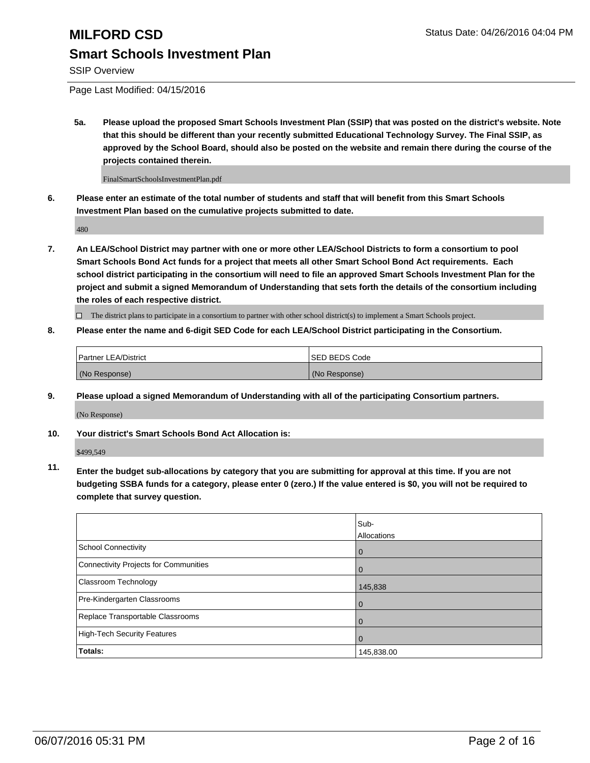# MILFORD CSD

## Smart Schools Investment Plan

SSIP Overview

Page Last Modified: 04/15/2016

**5a. Please upload the proposed Smart Schools Investment Plan (SSIP) that was posted on the district's website. Note that this should be different than your recently submitted Educational Technology Survey. The Final SSIP, as approved by the School Board, should also be posted on the website and remain there during the course of the projects contained therein.**

FinalSmartSchoolsInvestmentPlan.pdf

**6. Please enter an estimate of the total number of students and staff that will benefit from this Smart Schools Investment Plan based on the cumulative projects submitted to date.**

480

**7. An LEA/School District may partner with one or more other LEA/School Districts to form a consortium to pool Smart Schools Bond Act funds for a project that meets all other Smart School Bond Act requirements. Each school district participating in the consortium will need to file an approved Smart Schools Investment Plan for the project and submit a signed Memorandum of Understanding that sets forth the details of the consortium including the roles of each respective district.**

☐ The district plans to participate in a consortium to partner with other school district(s) to implement a Smart Schools project.

**8. Please enter the name and 6-digit SED Code for each LEA/School District participating in the Consortium.**

| Partner LEA/District | SED BEDS Code |
| --- | --- |
| (No Response) | (No Response) |

**9. Please upload a signed Memorandum of Understanding with all of the participating Consortium partners.**

(No Response)

**10. Your district's Smart Schools Bond Act Allocation is:**

$499,549

**11. Enter the budget sub-allocations by category that you are submitting for approval at this time. If you are not budgeting SSBA funds for a category, please enter 0 (zero.) If the value entered is $0, you will not be required to complete that survey question.**

| | Sub-Allocations |
| --- | --- |
| School Connectivity | 0 |
| Connectivity Projects for Communities | 0 |
| Classroom Technology | 145,838 |
| Pre-Kindergarten Classrooms | 0 |
| Replace Transportable Classrooms | 0 |
| High-Tech Security Features | 0 |
| **Totals:** | 145,838.00 |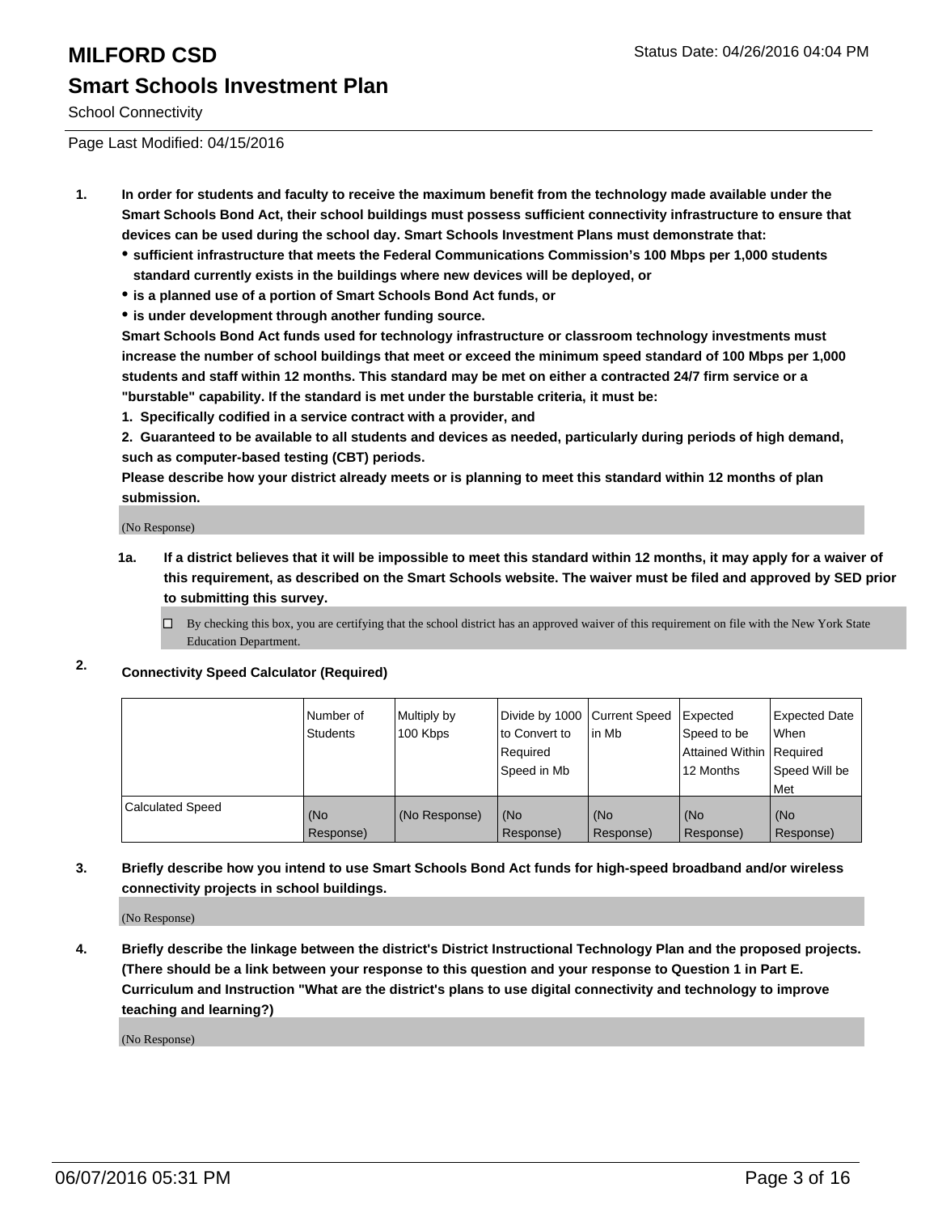# MILFORD CSD

## Smart Schools Investment Plan

School Connectivity

Page Last Modified: 04/15/2016

Status Date: 04/26/2016 04:04 PM

**1. In order for students and faculty to receive the maximum benefit from the technology made available under the Smart Schools Bond Act, their school buildings must possess sufficient connectivity infrastructure to ensure that devices can be used during the school day. Smart Schools Investment Plans must demonstrate that:**

- **sufficient infrastructure that meets the Federal Communications Commission's 100 Mbps per 1,000 students standard currently exists in the buildings where new devices will be deployed, or**
- **is a planned use of a portion of Smart Schools Bond Act funds, or**
- **is under development through another funding source.**

**Smart Schools Bond Act funds used for technology infrastructure or classroom technology investments must increase the number of school buildings that meet or exceed the minimum speed standard of 100 Mbps per 1,000 students and staff within 12 months. This standard may be met on either a contracted 24/7 firm service or a "burstable" capability. If the standard is met under the burstable criteria, it must be:**

**1. Specifically codified in a service contract with a provider, and**

**2. Guaranteed to be available to all students and devices as needed, particularly during periods of high demand, such as computer-based testing (CBT) periods.**

**Please describe how your district already meets or is planning to meet this standard within 12 months of plan submission.**

(No Response)

**1a. If a district believes that it will be impossible to meet this standard within 12 months, it may apply for a waiver of this requirement, as described on the Smart Schools website. The waiver must be filed and approved by SED prior to submitting this survey.**

☐ By checking this box, you are certifying that the school district has an approved waiver of this requirement on file with the New York State Education Department.

**2. Connectivity Speed Calculator (Required)**

| | Number of Students | Multiply by 100 Kbps | Divide by 1000 to Convert to Required Speed in Mb | Current Speed in Mb | Expected Speed to be Attained Within 12 Months | Expected Date When Required Speed Will be Met |
|---|---|---|---|---|---|---|
| Calculated Speed | (No Response) | (No Response) | (No Response) | (No Response) | (No Response) | (No Response) |

**3. Briefly describe how you intend to use Smart Schools Bond Act funds for high-speed broadband and/or wireless connectivity projects in school buildings.**

(No Response)

**4. Briefly describe the linkage between the district's District Instructional Technology Plan and the proposed projects. (There should be a link between your response to this question and your response to Question 1 in Part E. Curriculum and Instruction "What are the district's plans to use digital connectivity and technology to improve teaching and learning?)**

(No Response)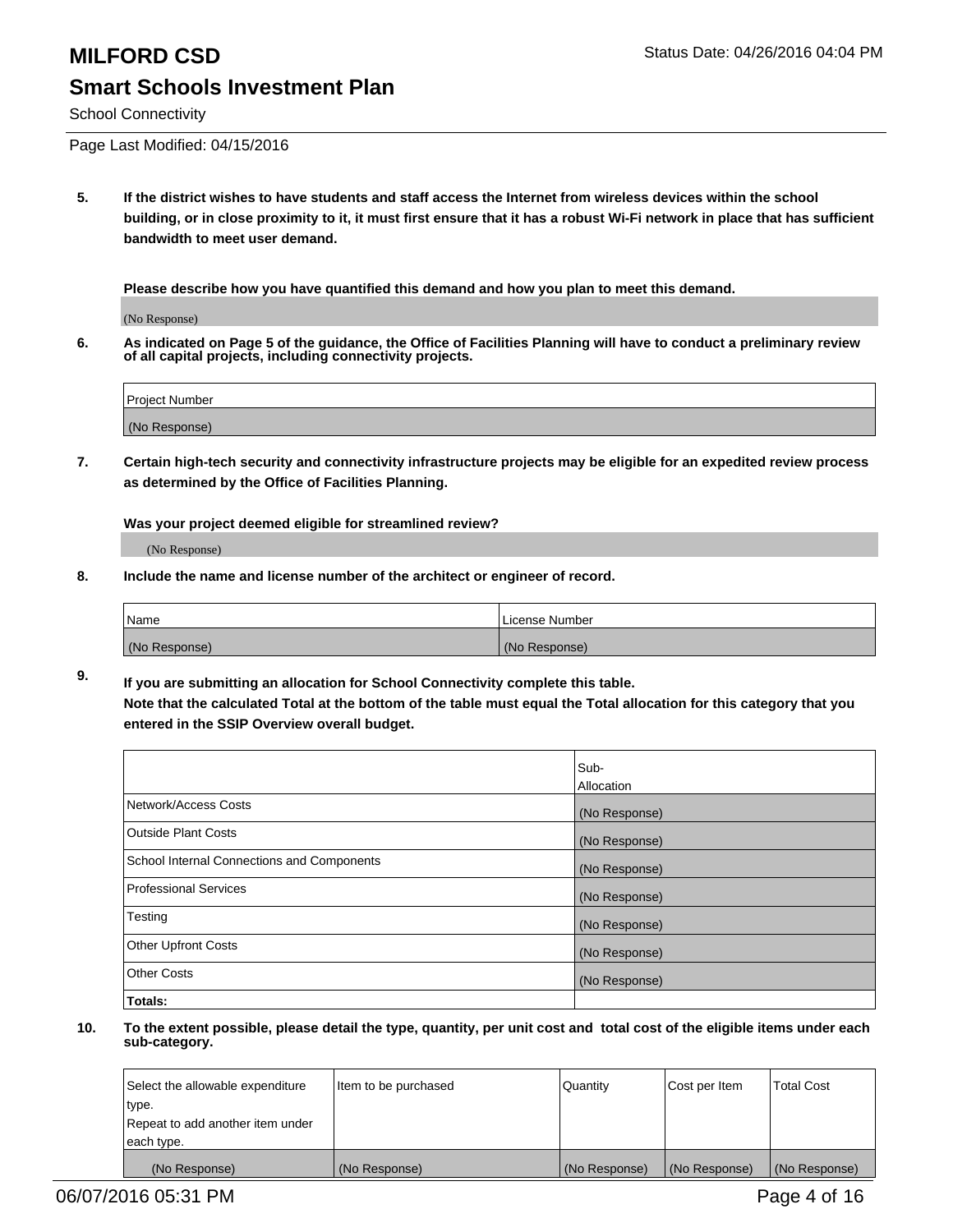# MILFORD CSD

## Smart Schools Investment Plan

School Connectivity

Page Last Modified: 04/15/2016

Status Date: 04/26/2016 04:04 PM

**5. If the district wishes to have students and staff access the Internet from wireless devices within the school building, or in close proximity to it, it must first ensure that it has a robust Wi-Fi network in place that has sufficient bandwidth to meet user demand.**

**Please describe how you have quantified this demand and how you plan to meet this demand.**

(No Response)

**6. As indicated on Page 5 of the guidance, the Office of Facilities Planning will have to conduct a preliminary review of all capital projects, including connectivity projects.**

| Project Number |
|---|
| (No Response) |

**7. Certain high-tech security and connectivity infrastructure projects may be eligible for an expedited review process as determined by the Office of Facilities Planning.**

**Was your project deemed eligible for streamlined review?**

(No Response)

**8. Include the name and license number of the architect or engineer of record.**

| Name | License Number |
|---|---|
| (No Response) | (No Response) |

**9. If you are submitting an allocation for School Connectivity complete this table. Note that the calculated Total at the bottom of the table must equal the Total allocation for this category that you entered in the SSIP Overview overall budget.**

| | Sub-Allocation |
|---|---|
| Network/Access Costs | (No Response) |
| Outside Plant Costs | (No Response) |
| School Internal Connections and Components | (No Response) |
| Professional Services | (No Response) |
| Testing | (No Response) |
| Other Upfront Costs | (No Response) |
| Other Costs | (No Response) |
| **Totals:** | |

**10. To the extent possible, please detail the type, quantity, per unit cost and total cost of the eligible items under each sub-category.**

| Select the allowable expenditure type. Repeat to add another item under each type. | Item to be purchased | Quantity | Cost per Item | Total Cost |
|---|---|---|---|---|
| (No Response) | (No Response) | (No Response) | (No Response) | (No Response) |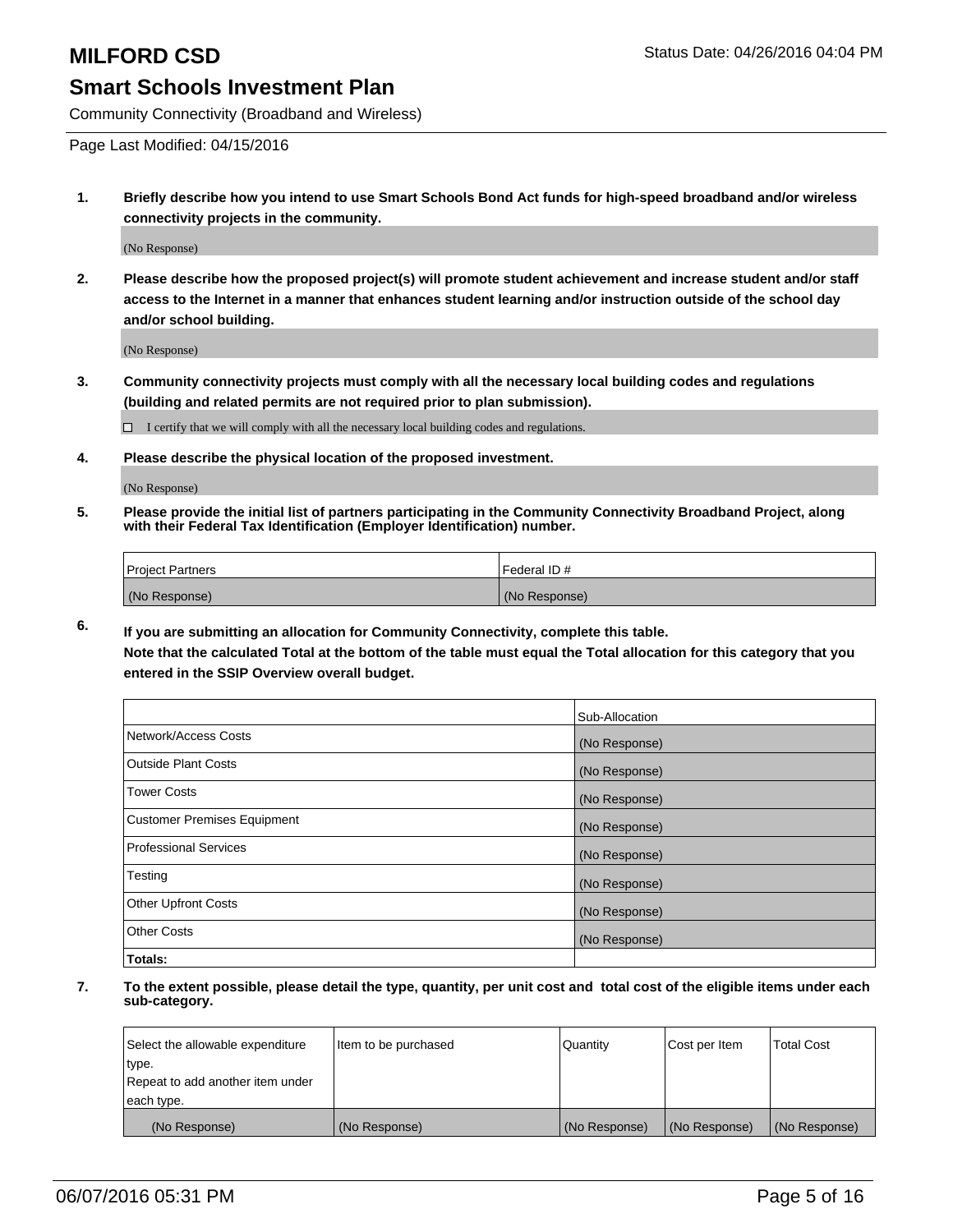# MILFORD CSD

Status Date: 04/26/2016 04:04 PM

## Smart Schools Investment Plan

Community Connectivity (Broadband and Wireless)

Page Last Modified: 04/15/2016

1. **Briefly describe how you intend to use Smart Schools Bond Act funds for high-speed broadband and/or wireless connectivity projects in the community.**

   (No Response)

2. **Please describe how the proposed project(s) will promote student achievement and increase student and/or staff access to the Internet in a manner that enhances student learning and/or instruction outside of the school day and/or school building.**

   (No Response)

3. **Community connectivity projects must comply with all the necessary local building codes and regulations (building and related permits are not required prior to plan submission).**

   ☐ I certify that we will comply with all the necessary local building codes and regulations.

4. **Please describe the physical location of the proposed investment.**

   (No Response)

5. **Please provide the initial list of partners participating in the Community Connectivity Broadband Project, along with their Federal Tax Identification (Employer Identification) number.**

| Project Partners | Federal ID # |
|---|---|
| (No Response) | (No Response) |

6. **If you are submitting an allocation for Community Connectivity, complete this table.**
   **Note that the calculated Total at the bottom of the table must equal the Total allocation for this category that you entered in the SSIP Overview overall budget.**

| | Sub-Allocation |
|---|---|
| Network/Access Costs | (No Response) |
| Outside Plant Costs | (No Response) |
| Tower Costs | (No Response) |
| Customer Premises Equipment | (No Response) |
| Professional Services | (No Response) |
| Testing | (No Response) |
| Other Upfront Costs | (No Response) |
| Other Costs | (No Response) |
| **Totals:** | |

7. **To the extent possible, please detail the type, quantity, per unit cost and total cost of the eligible items under each sub-category.**

| Select the allowable expenditure type. Repeat to add another item under each type. | Item to be purchased | Quantity | Cost per Item | Total Cost |
|---|---|---|---|---|
| (No Response) | (No Response) | (No Response) | (No Response) | (No Response) |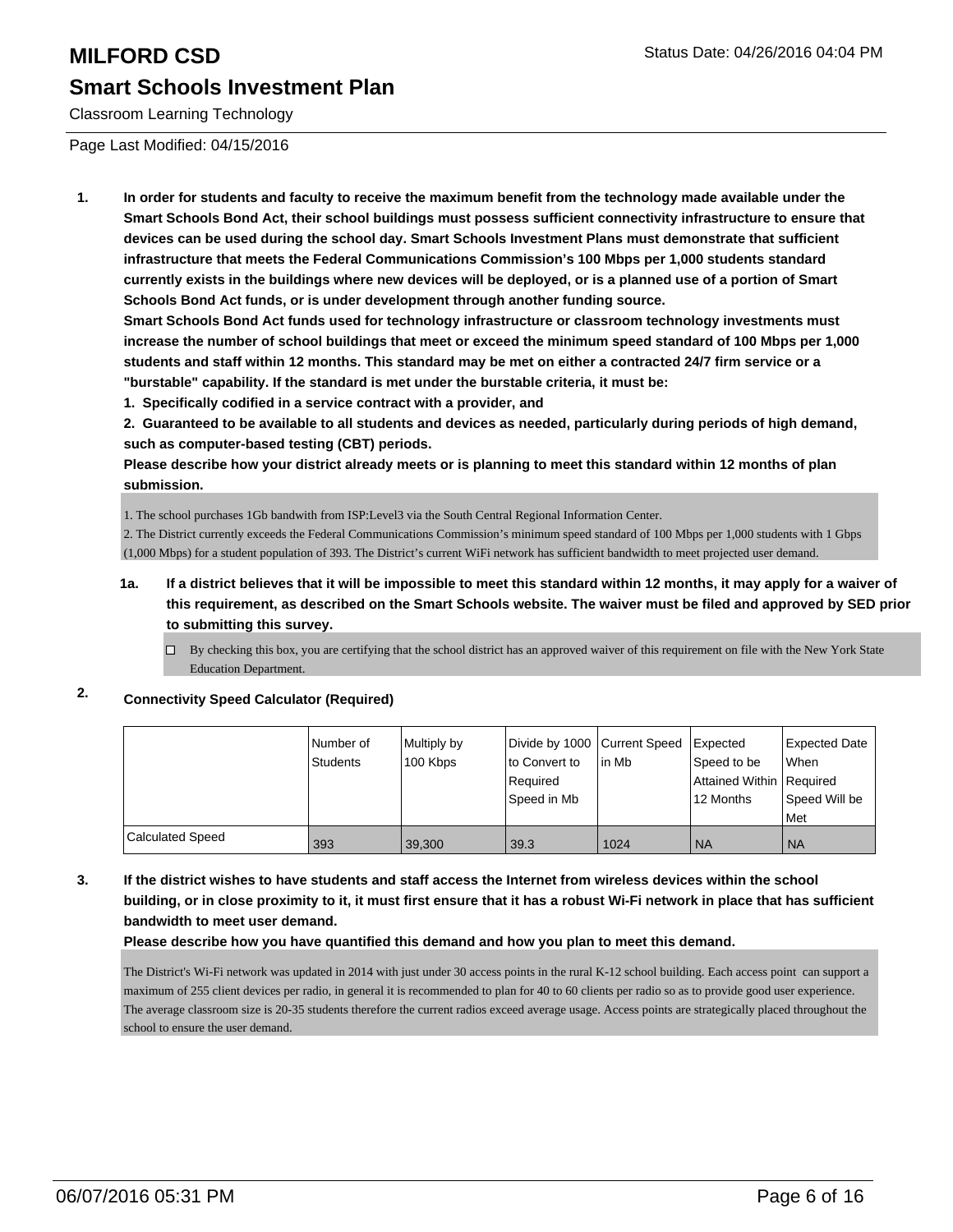# MILFORD CSD

## Smart Schools Investment Plan

Classroom Learning Technology

Page Last Modified: 04/15/2016

**1. In order for students and faculty to receive the maximum benefit from the technology made available under the Smart Schools Bond Act, their school buildings must possess sufficient connectivity infrastructure to ensure that devices can be used during the school day. Smart Schools Investment Plans must demonstrate that sufficient infrastructure that meets the Federal Communications Commission's 100 Mbps per 1,000 students standard currently exists in the buildings where new devices will be deployed, or is a planned use of a portion of Smart Schools Bond Act funds, or is under development through another funding source.**

**Smart Schools Bond Act funds used for technology infrastructure or classroom technology investments must increase the number of school buildings that meet or exceed the minimum speed standard of 100 Mbps per 1,000 students and staff within 12 months. This standard may be met on either a contracted 24/7 firm service or a "burstable" capability. If the standard is met under the burstable criteria, it must be:**

**1. Specifically codified in a service contract with a provider, and**

**2. Guaranteed to be available to all students and devices as needed, particularly during periods of high demand, such as computer-based testing (CBT) periods.**

**Please describe how your district already meets or is planning to meet this standard within 12 months of plan submission.**

1. The school purchases 1Gb bandwith from ISP:Level3 via the South Central Regional Information Center.
2. The District currently exceeds the Federal Communications Commission's minimum speed standard of 100 Mbps per 1,000 students with 1 Gbps (1,000 Mbps) for a student population of 393. The District's current WiFi network has sufficient bandwidth to meet projected user demand.

**1a. If a district believes that it will be impossible to meet this standard within 12 months, it may apply for a waiver of this requirement, as described on the Smart Schools website. The waiver must be filed and approved by SED prior to submitting this survey.**

☐ By checking this box, you are certifying that the school district has an approved waiver of this requirement on file with the New York State Education Department.

**2. Connectivity Speed Calculator (Required)**

| | Number of Students | Multiply by 100 Kbps | Divide by 1000 to Convert to Required Speed in Mb | Current Speed in Mb | Expected Speed to be Attained Within 12 Months | Expected Date When Required Speed Will be Met |
|---|---|---|---|---|---|---|
| Calculated Speed | 393 | 39,300 | 39.3 | 1024 | NA | NA |

**3. If the district wishes to have students and staff access the Internet from wireless devices within the school building, or in close proximity to it, it must first ensure that it has a robust Wi-Fi network in place that has sufficient bandwidth to meet user demand.**

**Please describe how you have quantified this demand and how you plan to meet this demand.**

The District's Wi-Fi network was updated in 2014 with just under 30 access points in the rural K-12 school building. Each access point can support a maximum of 255 client devices per radio, in general it is recommended to plan for 40 to 60 clients per radio so as to provide good user experience. The average classroom size is 20-35 students therefore the current radios exceed average usage. Access points are strategically placed throughout the school to ensure the user demand.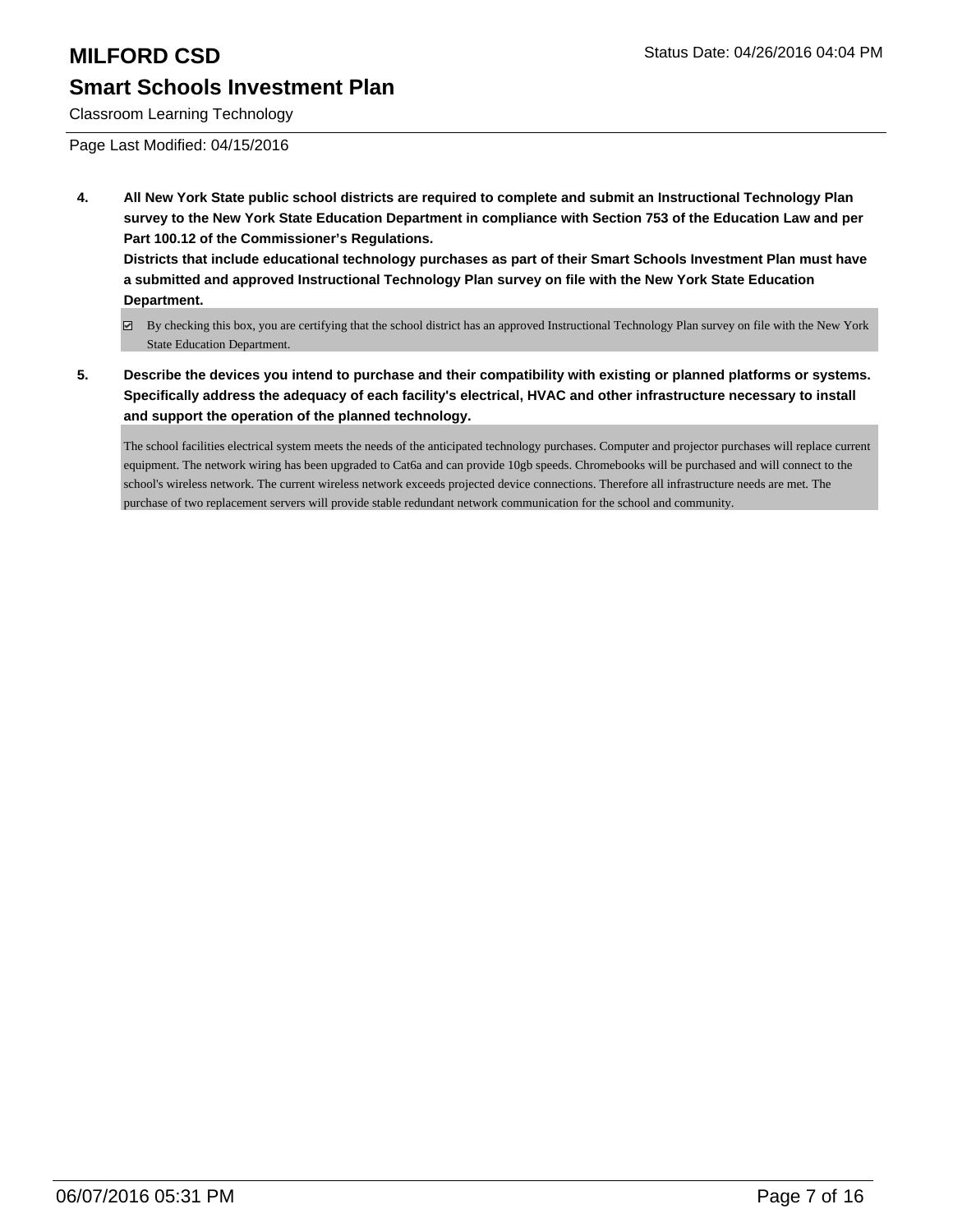# MILFORD CSD

Status Date: 04/26/2016 04:04 PM

## Smart Schools Investment Plan

Classroom Learning Technology

Page Last Modified: 04/15/2016

**4. All New York State public school districts are required to complete and submit an Instructional Technology Plan survey to the New York State Education Department in compliance with Section 753 of the Education Law and per Part 100.12 of the Commissioner's Regulations.**

**Districts that include educational technology purchases as part of their Smart Schools Investment Plan must have a submitted and approved Instructional Technology Plan survey on file with the New York State Education Department.**

- [x] By checking this box, you are certifying that the school district has an approved Instructional Technology Plan survey on file with the New York State Education Department.

**5. Describe the devices you intend to purchase and their compatibility with existing or planned platforms or systems. Specifically address the adequacy of each facility's electrical, HVAC and other infrastructure necessary to install and support the operation of the planned technology.**

The school facilities electrical system meets the needs of the anticipated technology purchases. Computer and projector purchases will replace current equipment. The network wiring has been upgraded to Cat6a and can provide 10gb speeds. Chromebooks will be purchased and will connect to the school's wireless network. The current wireless network exceeds projected device connections. Therefore all infrastructure needs are met. The purchase of two replacement servers will provide stable redundant network communication for the school and community.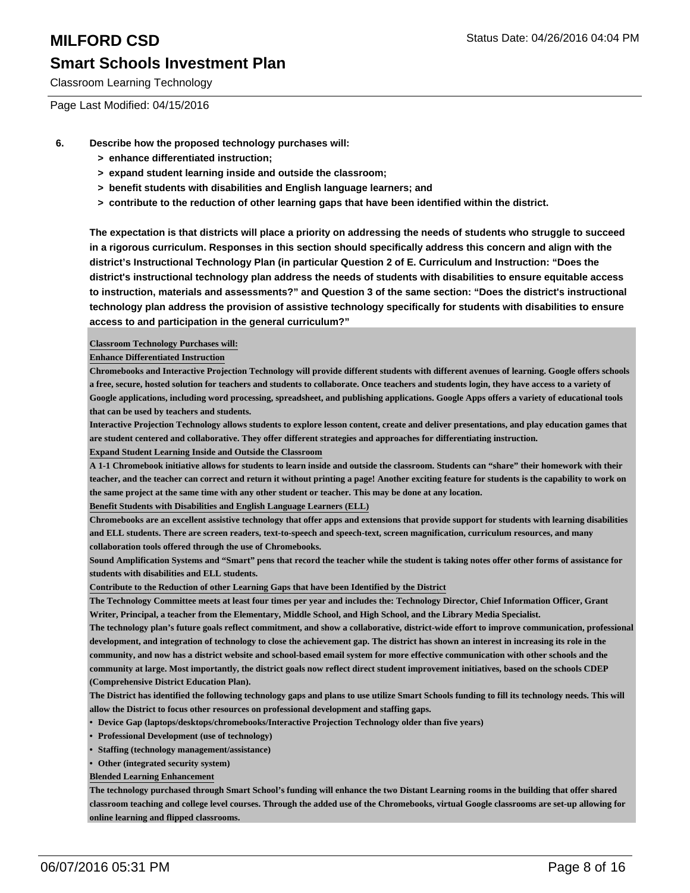# MILFORD CSD

## Smart Schools Investment Plan

Classroom Learning Technology

Page Last Modified: 04/15/2016

**6. Describe how the proposed technology purchases will:**

- **> enhance differentiated instruction;**
- **> expand student learning inside and outside the classroom;**
- **> benefit students with disabilities and English language learners; and**
- **> contribute to the reduction of other learning gaps that have been identified within the district.**

**The expectation is that districts will place a priority on addressing the needs of students who struggle to succeed in a rigorous curriculum. Responses in this section should specifically address this concern and align with the district's Instructional Technology Plan (in particular Question 2 of E. Curriculum and Instruction: "Does the district's instructional technology plan address the needs of students with disabilities to ensure equitable access to instruction, materials and assessments?" and Question 3 of the same section: "Does the district's instructional technology plan address the provision of assistive technology specifically for students with disabilities to ensure access to and participation in the general curriculum?"**

**Classroom Technology Purchases will:**

**Enhance Differentiated Instruction**

Chromebooks and Interactive Projection Technology will provide different students with different avenues of learning. Google offers schools a free, secure, hosted solution for teachers and students to collaborate. Once teachers and students login, they have access to a variety of Google applications, including word processing, spreadsheet, and publishing applications. Google Apps offers a variety of educational tools that can be used by teachers and students.

Interactive Projection Technology allows students to explore lesson content, create and deliver presentations, and play education games that are student centered and collaborative. They offer different strategies and approaches for differentiating instruction.

**Expand Student Learning Inside and Outside the Classroom**

A 1-1 Chromebook initiative allows for students to learn inside and outside the classroom. Students can "share" their homework with their teacher, and the teacher can correct and return it without printing a page! Another exciting feature for students is the capability to work on the same project at the same time with any other student or teacher. This may be done at any location.

**Benefit Students with Disabilities and English Language Learners (ELL)**

Chromebooks are an excellent assistive technology that offer apps and extensions that provide support for students with learning disabilities and ELL students. There are screen readers, text-to-speech and speech-text, screen magnification, curriculum resources, and many collaboration tools offered through the use of Chromebooks.

Sound Amplification Systems and "Smart" pens that record the teacher while the student is taking notes offer other forms of assistance for students with disabilities and ELL students.

**Contribute to the Reduction of other Learning Gaps that have been Identified by the District**

The Technology Committee meets at least four times per year and includes the: Technology Director, Chief Information Officer, Grant Writer, Principal, a teacher from the Elementary, Middle School, and High School, and the Library Media Specialist.

The technology plan's future goals reflect commitment, and show a collaborative, district-wide effort to improve communication, professional development, and integration of technology to close the achievement gap. The district has shown an interest in increasing its role in the community, and now has a district website and school-based email system for more effective communication with other schools and the community at large. Most importantly, the district goals now reflect direct student improvement initiatives, based on the schools CDEP (Comprehensive District Education Plan).

The District has identified the following technology gaps and plans to use utilize Smart Schools funding to fill its technology needs. This will allow the District to focus other resources on professional development and staffing gaps.

- Device Gap (laptops/desktops/chromebooks/Interactive Projection Technology older than five years)
- Professional Development (use of technology)
- Staffing (technology management/assistance)
- Other (integrated security system)

**Blended Learning Enhancement**

The technology purchased through Smart School's funding will enhance the two Distant Learning rooms in the building that offer shared classroom teaching and college level courses. Through the added use of the Chromebooks, virtual Google classrooms are set-up allowing for online learning and flipped classrooms.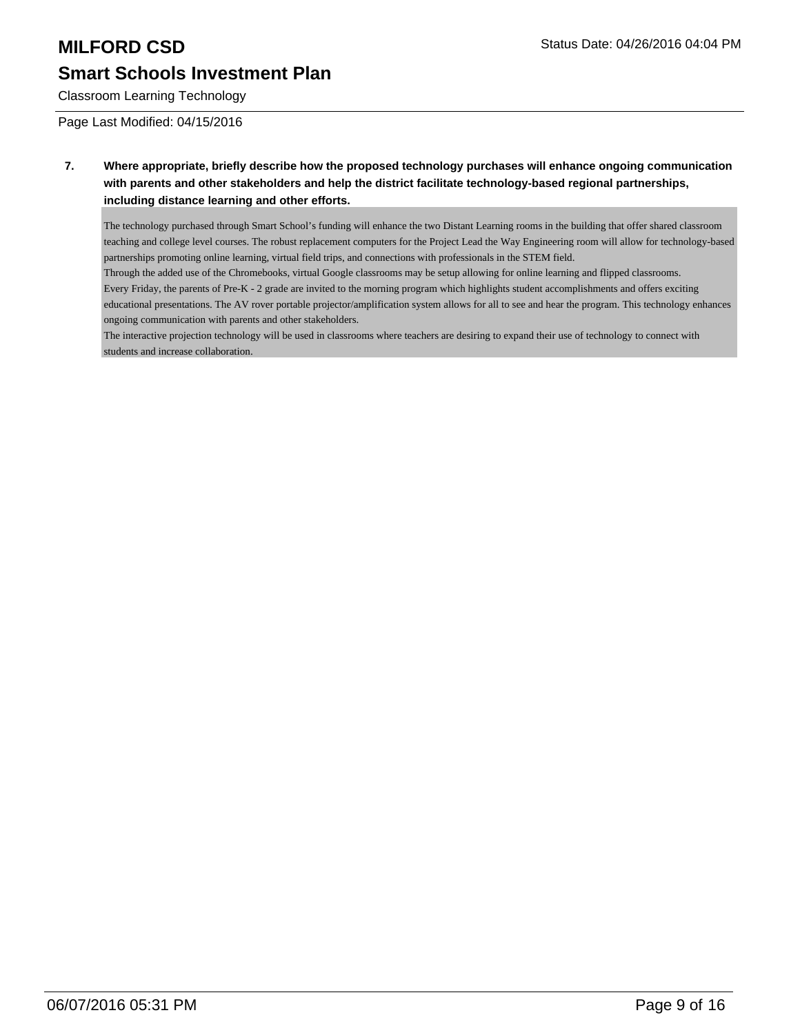# MILFORD CSD

## Smart Schools Investment Plan

Classroom Learning Technology

Status Date: 04/26/2016 04:04 PM

Page Last Modified: 04/15/2016

**7. Where appropriate, briefly describe how the proposed technology purchases will enhance ongoing communication with parents and other stakeholders and help the district facilitate technology-based regional partnerships, including distance learning and other efforts.**

The technology purchased through Smart School's funding will enhance the two Distant Learning rooms in the building that offer shared classroom teaching and college level courses. The robust replacement computers for the Project Lead the Way Engineering room will allow for technology-based partnerships promoting online learning, virtual field trips, and connections with professionals in the STEM field.
Through the added use of the Chromebooks, virtual Google classrooms may be setup allowing for online learning and flipped classrooms.
Every Friday, the parents of Pre-K - 2 grade are invited to the morning program which highlights student accomplishments and offers exciting educational presentations. The AV rover portable projector/amplification system allows for all to see and hear the program. This technology enhances ongoing communication with parents and other stakeholders.
The interactive projection technology will be used in classrooms where teachers are desiring to expand their use of technology to connect with students and increase collaboration.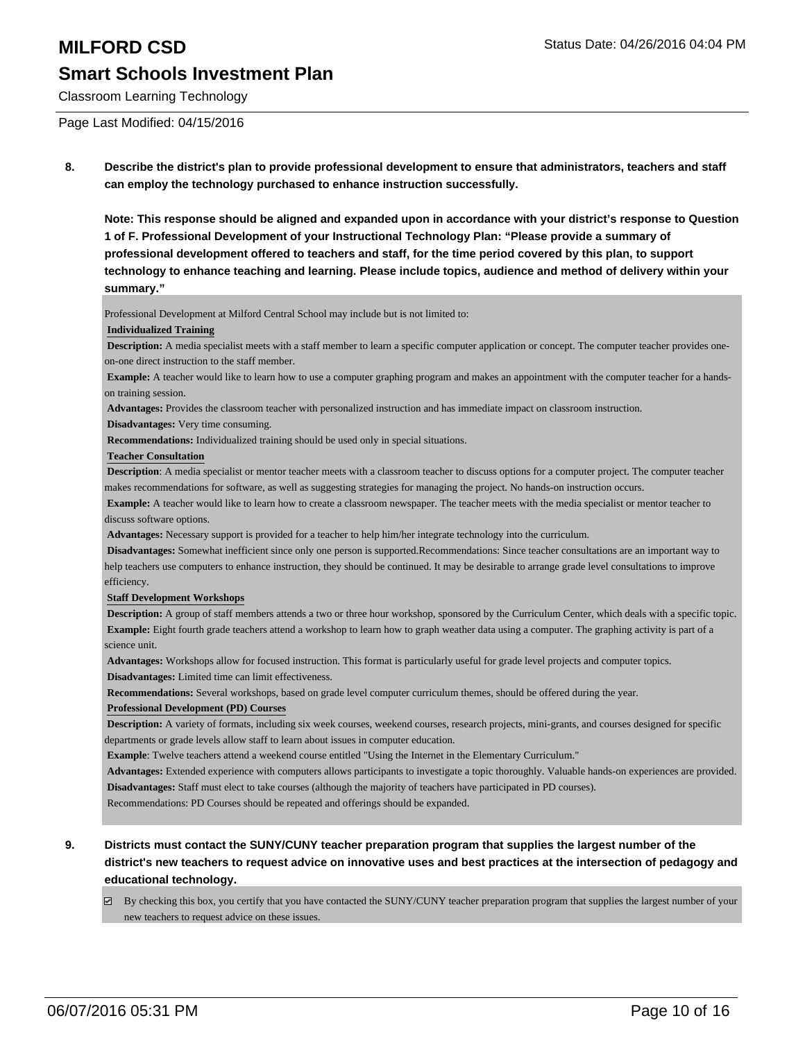**8. Describe the district's plan to provide professional development to ensure that administrators, teachers and staff can employ the technology purchased to enhance instruction successfully.**

**Note: This response should be aligned and expanded upon in accordance with your district's response to Question 1 of F. Professional Development of your Instructional Technology Plan: "Please provide a summary of professional development offered to teachers and staff, for the time period covered by this plan, to support technology to enhance teaching and learning. Please include topics, audience and method of delivery within your summary."**

Professional Development at Milford Central School may include but is not limited to:

**Individualized Training**

**Description:** A media specialist meets with a staff member to learn a specific computer application or concept. The computer teacher provides one-on-one direct instruction to the staff member.

**Example:** A teacher would like to learn how to use a computer graphing program and makes an appointment with the computer teacher for a hands-on training session.

**Advantages:** Provides the classroom teacher with personalized instruction and has immediate impact on classroom instruction.

**Disadvantages:** Very time consuming.

**Recommendations:** Individualized training should be used only in special situations.

**Teacher Consultation**

**Description**: A media specialist or mentor teacher meets with a classroom teacher to discuss options for a computer project. The computer teacher makes recommendations for software, as well as suggesting strategies for managing the project. No hands-on instruction occurs.

**Example:** A teacher would like to learn how to create a classroom newspaper. The teacher meets with the media specialist or mentor teacher to discuss software options.

**Advantages:** Necessary support is provided for a teacher to help him/her integrate technology into the curriculum.

**Disadvantages:** Somewhat inefficient since only one person is supported.Recommendations: Since teacher consultations are an important way to help teachers use computers to enhance instruction, they should be continued. It may be desirable to arrange grade level consultations to improve efficiency.

**Staff Development Workshops**

**Description:** A group of staff members attends a two or three hour workshop, sponsored by the Curriculum Center, which deals with a specific topic.

**Example:** Eight fourth grade teachers attend a workshop to learn how to graph weather data using a computer. The graphing activity is part of a science unit.

**Advantages:** Workshops allow for focused instruction. This format is particularly useful for grade level projects and computer topics.

**Disadvantages:** Limited time can limit effectiveness.

**Recommendations:** Several workshops, based on grade level computer curriculum themes, should be offered during the year.

**Professional Development (PD) Courses**

**Description:** A variety of formats, including six week courses, weekend courses, research projects, mini-grants, and courses designed for specific departments or grade levels allow staff to learn about issues in computer education.

**Example**: Twelve teachers attend a weekend course entitled "Using the Internet in the Elementary Curriculum."

**Advantages:** Extended experience with computers allows participants to investigate a topic thoroughly. Valuable hands-on experiences are provided.

**Disadvantages:** Staff must elect to take courses (although the majority of teachers have participated in PD courses).

Recommendations: PD Courses should be repeated and offerings should be expanded.

**9. Districts must contact the SUNY/CUNY teacher preparation program that supplies the largest number of the district's new teachers to request advice on innovative uses and best practices at the intersection of pedagogy and educational technology.**

☑ By checking this box, you certify that you have contacted the SUNY/CUNY teacher preparation program that supplies the largest number of your new teachers to request advice on these issues.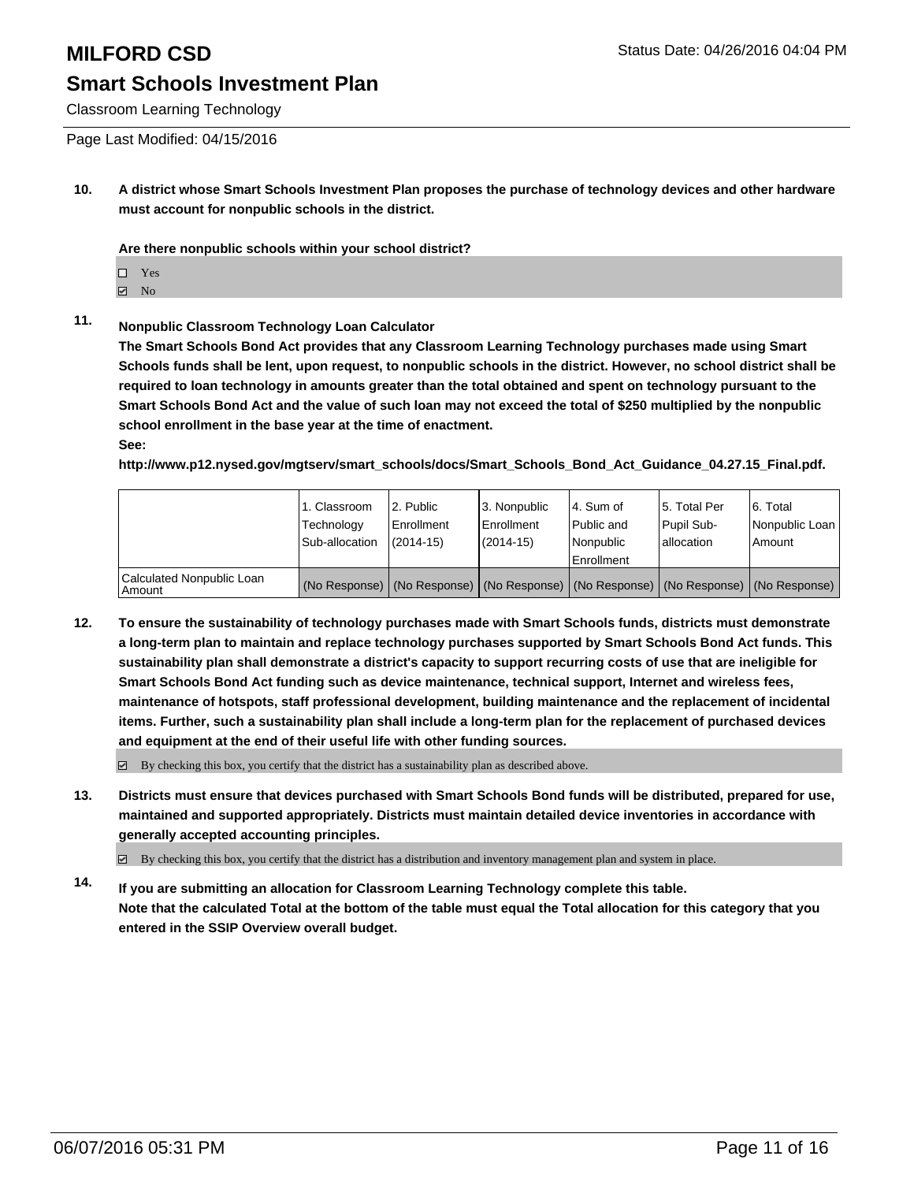# MILFORD CSD

## Smart Schools Investment Plan

Classroom Learning Technology

Status Date: 04/26/2016 04:04 PM

Page Last Modified: 04/15/2016

**10. A district whose Smart Schools Investment Plan proposes the purchase of technology devices and other hardware must account for nonpublic schools in the district.**

**Are there nonpublic schools within your school district?**

- ☐ Yes
- ☑ No

**11. Nonpublic Classroom Technology Loan Calculator**

**The Smart Schools Bond Act provides that any Classroom Learning Technology purchases made using Smart Schools funds shall be lent, upon request, to nonpublic schools in the district. However, no school district shall be required to loan technology in amounts greater than the total obtained and spent on technology pursuant to the Smart Schools Bond Act and the value of such loan may not exceed the total of $250 multiplied by the nonpublic school enrollment in the base year at the time of enactment.**

**See:**

**http://www.p12.nysed.gov/mgtserv/smart_schools/docs/Smart_Schools_Bond_Act_Guidance_04.27.15_Final.pdf.**

| | 1. Classroom Technology Sub-allocation | 2. Public Enrollment (2014-15) | 3. Nonpublic Enrollment (2014-15) | 4. Sum of Public and Nonpublic Enrollment | 5. Total Per Pupil Sub-allocation | 6. Total Nonpublic Loan Amount |
|---|---|---|---|---|---|---|
| Calculated Nonpublic Loan Amount | (No Response) | (No Response) | (No Response) | (No Response) | (No Response) | (No Response) |

**12. To ensure the sustainability of technology purchases made with Smart Schools funds, districts must demonstrate a long-term plan to maintain and replace technology purchases supported by Smart Schools Bond Act funds. This sustainability plan shall demonstrate a district's capacity to support recurring costs of use that are ineligible for Smart Schools Bond Act funding such as device maintenance, technical support, Internet and wireless fees, maintenance of hotspots, staff professional development, building maintenance and the replacement of incidental items. Further, such a sustainability plan shall include a long-term plan for the replacement of purchased devices and equipment at the end of their useful life with other funding sources.**

☑ By checking this box, you certify that the district has a sustainability plan as described above.

**13. Districts must ensure that devices purchased with Smart Schools Bond funds will be distributed, prepared for use, maintained and supported appropriately. Districts must maintain detailed device inventories in accordance with generally accepted accounting principles.**

☑ By checking this box, you certify that the district has a distribution and inventory management plan and system in place.

**14. If you are submitting an allocation for Classroom Learning Technology complete this table.**
**Note that the calculated Total at the bottom of the table must equal the Total allocation for this category that you entered in the SSIP Overview overall budget.**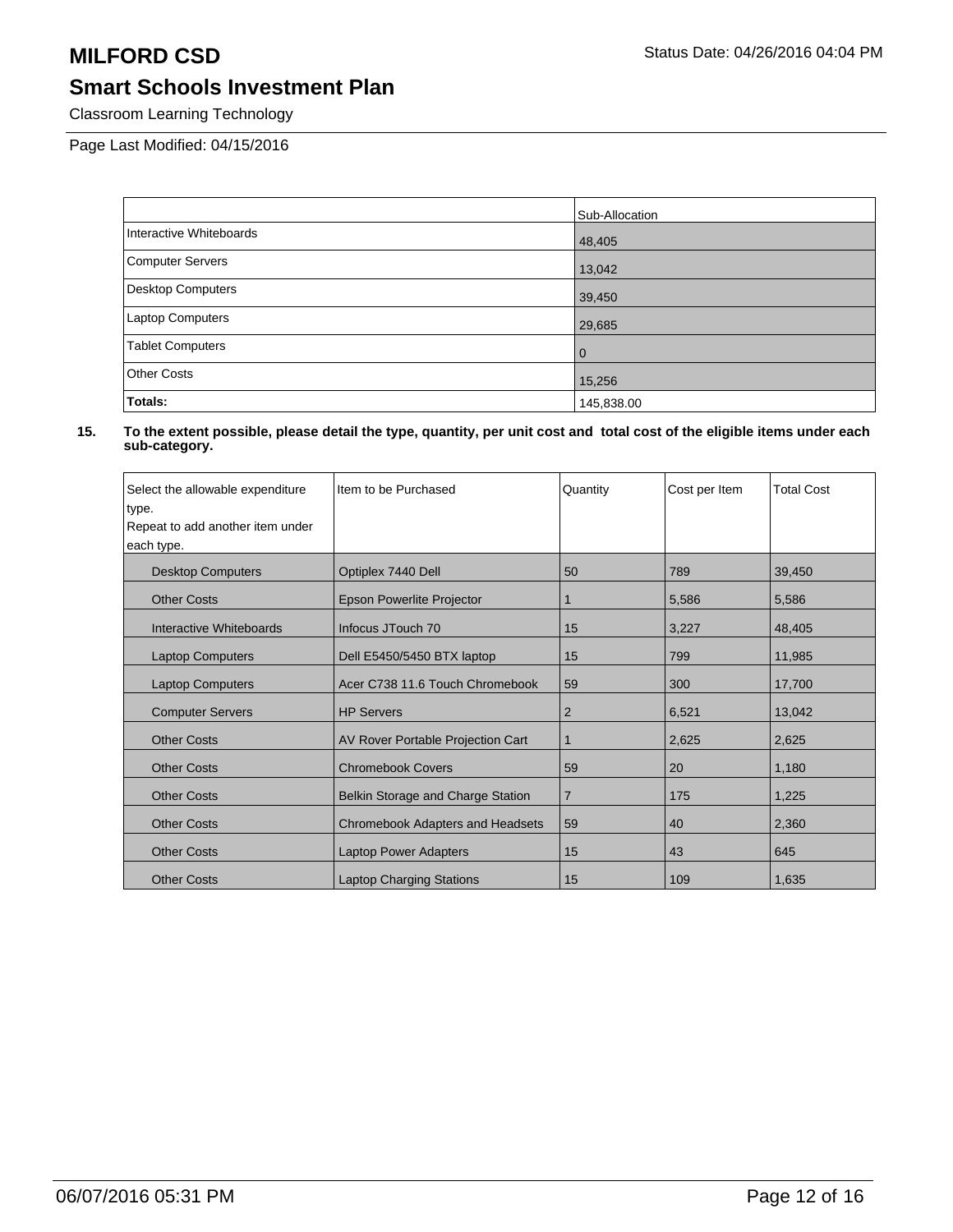# MILFORD CSD

Status Date: 04/26/2016 04:04 PM

## Smart Schools Investment Plan

Classroom Learning Technology

Page Last Modified: 04/15/2016

| | Sub-Allocation |
|---|---|
| Interactive Whiteboards | 48,405 |
| Computer Servers | 13,042 |
| Desktop Computers | 39,450 |
| Laptop Computers | 29,685 |
| Tablet Computers | 0 |
| Other Costs | 15,256 |
| **Totals:** | 145,838.00 |

**15. To the extent possible, please detail the type, quantity, per unit cost and total cost of the eligible items under each sub-category.**

| Select the allowable expenditure type. Repeat to add another item under each type. | Item to be Purchased | Quantity | Cost per Item | Total Cost |
|---|---|---|---|---|
| Desktop Computers | Optiplex 7440 Dell | 50 | 789 | 39,450 |
| Other Costs | Epson Powerlite Projector | 1 | 5,586 | 5,586 |
| Interactive Whiteboards | Infocus JTouch 70 | 15 | 3,227 | 48,405 |
| Laptop Computers | Dell E5450/5450 BTX laptop | 15 | 799 | 11,985 |
| Laptop Computers | Acer C738 11.6 Touch Chromebook | 59 | 300 | 17,700 |
| Computer Servers | HP Servers | 2 | 6,521 | 13,042 |
| Other Costs | AV Rover Portable Projection Cart | 1 | 2,625 | 2,625 |
| Other Costs | Chromebook Covers | 59 | 20 | 1,180 |
| Other Costs | Belkin Storage and Charge Station | 7 | 175 | 1,225 |
| Other Costs | Chromebook Adapters and Headsets | 59 | 40 | 2,360 |
| Other Costs | Laptop Power Adapters | 15 | 43 | 645 |
| Other Costs | Laptop Charging Stations | 15 | 109 | 1,635 |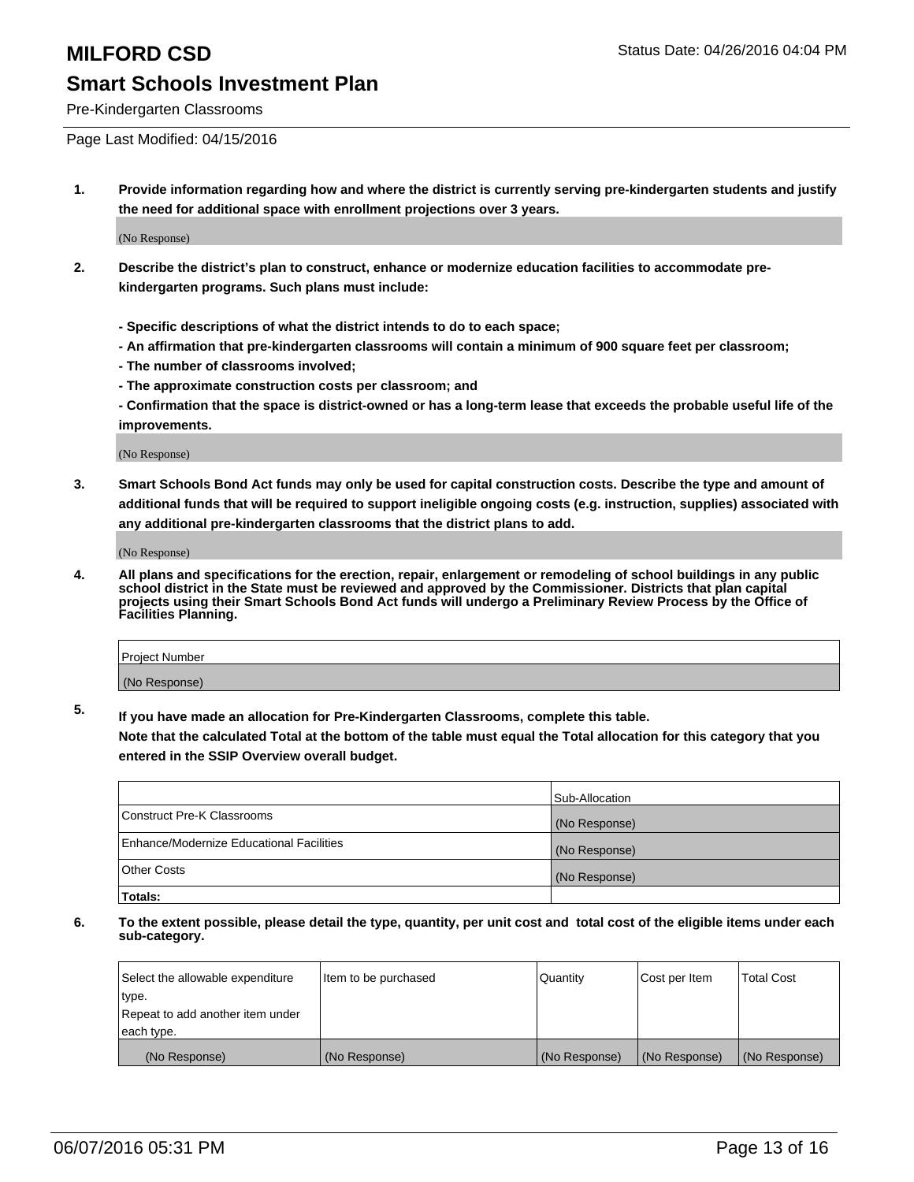# MILFORD CSD

Status Date: 04/26/2016 04:04 PM

## Smart Schools Investment Plan

Pre-Kindergarten Classrooms

Page Last Modified: 04/15/2016

**1. Provide information regarding how and where the district is currently serving pre-kindergarten students and justify the need for additional space with enrollment projections over 3 years.**

(No Response)

**2. Describe the district's plan to construct, enhance or modernize education facilities to accommodate pre-kindergarten programs. Such plans must include:**

**- Specific descriptions of what the district intends to do to each space;**
**- An affirmation that pre-kindergarten classrooms will contain a minimum of 900 square feet per classroom;**
**- The number of classrooms involved;**
**- The approximate construction costs per classroom; and**
**- Confirmation that the space is district-owned or has a long-term lease that exceeds the probable useful life of the improvements.**

(No Response)

**3. Smart Schools Bond Act funds may only be used for capital construction costs. Describe the type and amount of additional funds that will be required to support ineligible ongoing costs (e.g. instruction, supplies) associated with any additional pre-kindergarten classrooms that the district plans to add.**

(No Response)

**4. All plans and specifications for the erection, repair, enlargement or remodeling of school buildings in any public school district in the State must be reviewed and approved by the Commissioner. Districts that plan capital projects using their Smart Schools Bond Act funds will undergo a Preliminary Review Process by the Office of Facilities Planning.**

| Project Number |
|---|
| (No Response) |

**5. If you have made an allocation for Pre-Kindergarten Classrooms, complete this table.**
**Note that the calculated Total at the bottom of the table must equal the Total allocation for this category that you entered in the SSIP Overview overall budget.**

| | Sub-Allocation |
|---|---|
| Construct Pre-K Classrooms | (No Response) |
| Enhance/Modernize Educational Facilities | (No Response) |
| Other Costs | (No Response) |
| **Totals:** | |

**6. To the extent possible, please detail the type, quantity, per unit cost and total cost of the eligible items under each sub-category.**

| Select the allowable expenditure type. Repeat to add another item under each type. | Item to be purchased | Quantity | Cost per Item | Total Cost |
|---|---|---|---|---|
| (No Response) | (No Response) | (No Response) | (No Response) | (No Response) |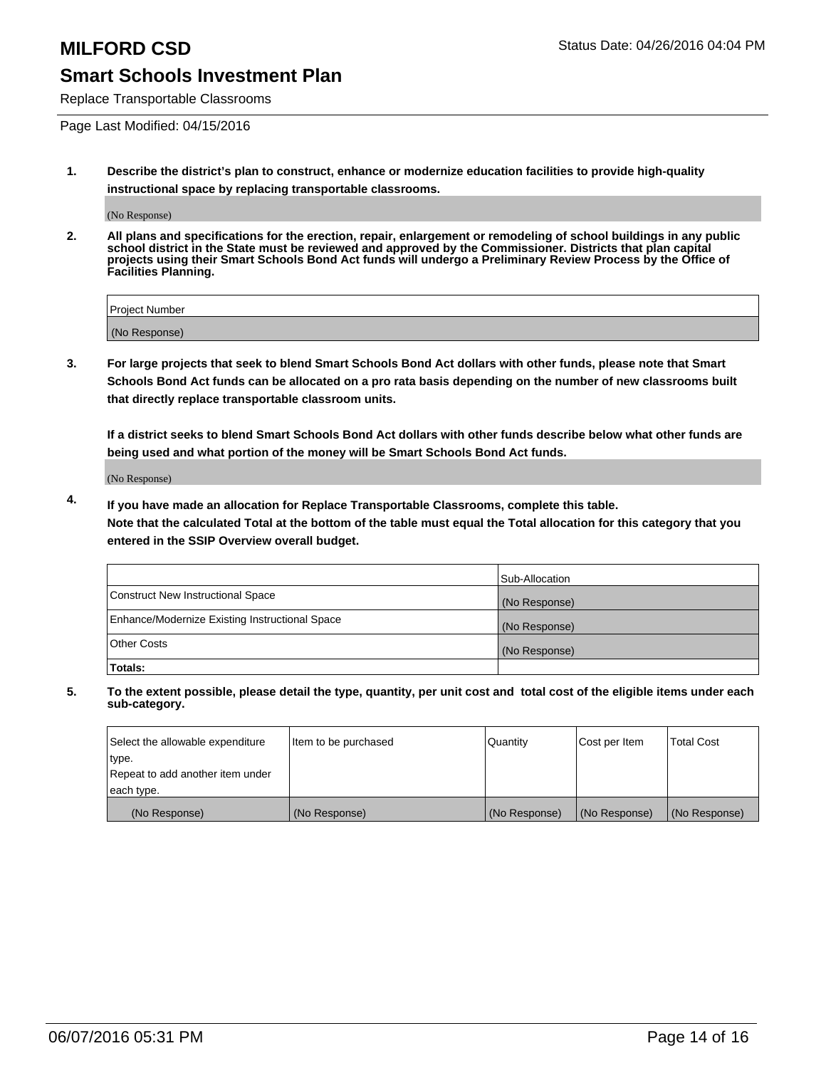# MILFORD CSD

Status Date: 04/26/2016 04:04 PM

## Smart Schools Investment Plan

Replace Transportable Classrooms

Page Last Modified: 04/15/2016

**1. Describe the district's plan to construct, enhance or modernize education facilities to provide high-quality instructional space by replacing transportable classrooms.**

(No Response)

**2. All plans and specifications for the erection, repair, enlargement or remodeling of school buildings in any public school district in the State must be reviewed and approved by the Commissioner. Districts that plan capital projects using their Smart Schools Bond Act funds will undergo a Preliminary Review Process by the Office of Facilities Planning.**

| Project Number |
|---|
| (No Response) |

**3. For large projects that seek to blend Smart Schools Bond Act dollars with other funds, please note that Smart Schools Bond Act funds can be allocated on a pro rata basis depending on the number of new classrooms built that directly replace transportable classroom units.**

**If a district seeks to blend Smart Schools Bond Act dollars with other funds describe below what other funds are being used and what portion of the money will be Smart Schools Bond Act funds.**

(No Response)

**4. If you have made an allocation for Replace Transportable Classrooms, complete this table. Note that the calculated Total at the bottom of the table must equal the Total allocation for this category that you entered in the SSIP Overview overall budget.**

| | Sub-Allocation |
|---|---|
| Construct New Instructional Space | (No Response) |
| Enhance/Modernize Existing Instructional Space | (No Response) |
| Other Costs | (No Response) |
| **Totals:** | |

**5. To the extent possible, please detail the type, quantity, per unit cost and total cost of the eligible items under each sub-category.**

| Select the allowable expenditure type. Repeat to add another item under each type. | Item to be purchased | Quantity | Cost per Item | Total Cost |
|---|---|---|---|---|
| (No Response) | (No Response) | (No Response) | (No Response) | (No Response) |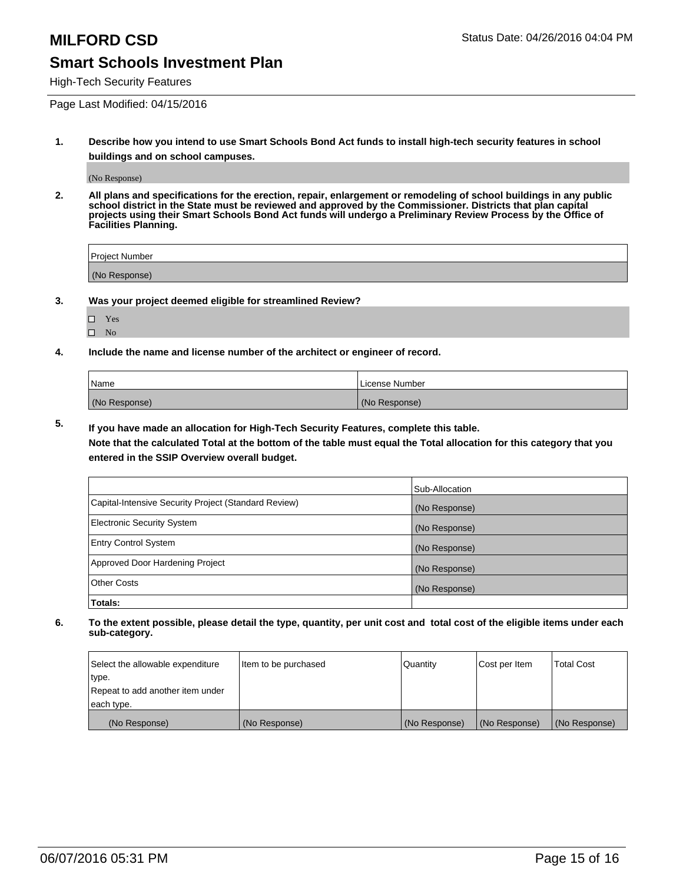# MILFORD CSD

Status Date: 04/26/2016 04:04 PM

## Smart Schools Investment Plan

High-Tech Security Features

Page Last Modified: 04/15/2016

**1. Describe how you intend to use Smart Schools Bond Act funds to install high-tech security features in school buildings and on school campuses.**

(No Response)

**2. All plans and specifications for the erection, repair, enlargement or remodeling of school buildings in any public school district in the State must be reviewed and approved by the Commissioner. Districts that plan capital projects using their Smart Schools Bond Act funds will undergo a Preliminary Review Process by the Office of Facilities Planning.**

| Project Number |
|---|
| (No Response) |

**3. Was your project deemed eligible for streamlined Review?**

- ☐ Yes
- ☐ No

**4. Include the name and license number of the architect or engineer of record.**

| Name | License Number |
|---|---|
| (No Response) | (No Response) |

**5. If you have made an allocation for High-Tech Security Features, complete this table.**

**Note that the calculated Total at the bottom of the table must equal the Total allocation for this category that you entered in the SSIP Overview overall budget.**

| | Sub-Allocation |
|---|---|
| Capital-Intensive Security Project (Standard Review) | (No Response) |
| Electronic Security System | (No Response) |
| Entry Control System | (No Response) |
| Approved Door Hardening Project | (No Response) |
| Other Costs | (No Response) |
| **Totals:** | |

**6. To the extent possible, please detail the type, quantity, per unit cost and total cost of the eligible items under each sub-category.**

| Select the allowable expenditure type. Repeat to add another item under each type. | Item to be purchased | Quantity | Cost per Item | Total Cost |
|---|---|---|---|---|
| (No Response) | (No Response) | (No Response) | (No Response) | (No Response) |